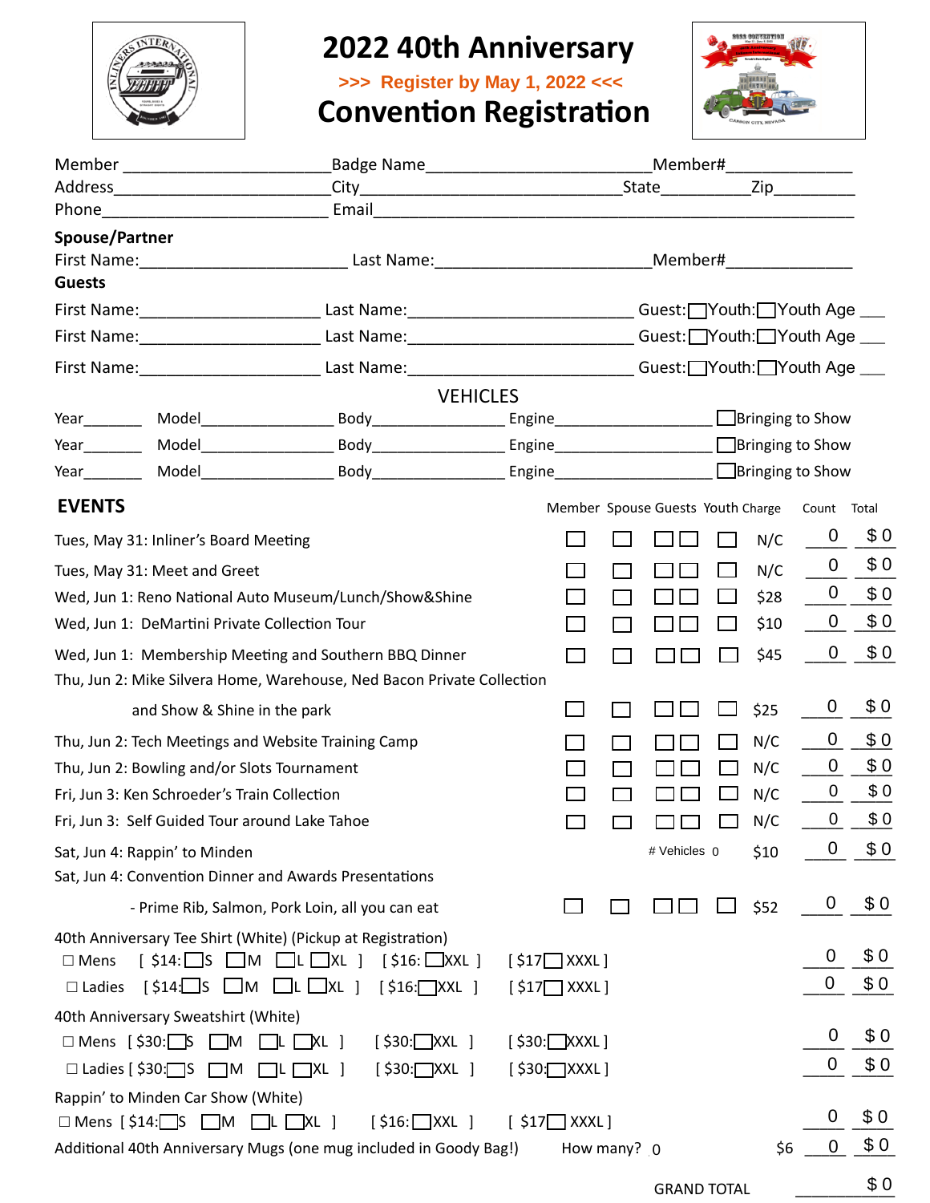# 2022 40th Anniversary

**>>> Register by May 1, 2022 <<<**

# Convention Registration

Member ______________________ Badge Name ______________________ Member# ____________

Address ______________________ City ______________________ State ________ Zip ________

Phone ______________________ Email ______________________________________________

**Spouse/Partner**

First Name: ____________________ Last Name: ____________________ Member# ____________

**Guests**

First Name: ____________________ Last Name: ____________________ Guest: ☐ Youth: ☐ Youth Age ___

First Name: ____________________ Last Name: ____________________ Guest: ☐ Youth: ☐ Youth Age ___

First Name: ____________________ Last Name: ____________________ Guest: ☐ Youth: ☐ Youth Age ___

## VEHICLES

Year ______ Model ______________ Body ______________ Engine ________________ ☐ Bringing to Show

Year ______ Model ______________ Body ______________ Engine ________________ ☐ Bringing to Show

Year ______ Model ______________ Body ______________ Engine ________________ ☐ Bringing to Show

## EVENTS

| Event | Member | Spouse | Guests | Youth | Charge | Count | Total |
|---|---|---|---|---|---|---|---|
| Tues, May 31: Inliner's Board Meeting | ☐ | ☐ | ☐ ☐ | ☐ | N/C | 0 | $ 0 |
| Tues, May 31: Meet and Greet | ☐ | ☐ | ☐ ☐ | ☐ | N/C | 0 | $ 0 |
| Wed, Jun 1: Reno National Auto Museum/Lunch/Show&Shine | ☐ | ☐ | ☐ ☐ | ☐ | $28 | 0 | $ 0 |
| Wed, Jun 1: DeMartini Private Collection Tour | ☐ | ☐ | ☐ ☐ | ☐ | $10 | 0 | $ 0 |
| Wed, Jun 1: Membership Meeting and Southern BBQ Dinner | ☐ | ☐ | ☐ ☐ | ☐ | $45 | 0 | $ 0 |
| Thu, Jun 2: Mike Silvera Home, Warehouse, Ned Bacon Private Collection and Show & Shine in the park | ☐ | ☐ | ☐ ☐ | ☐ | $25 | 0 | $ 0 |
| Thu, Jun 2: Tech Meetings and Website Training Camp | ☐ | ☐ | ☐ ☐ | ☐ | N/C | 0 | $ 0 |
| Thu, Jun 2: Bowling and/or Slots Tournament | ☐ | ☐ | ☐ ☐ | ☐ | N/C | 0 | $ 0 |
| Fri, Jun 3: Ken Schroeder's Train Collection | ☐ | ☐ | ☐ ☐ | ☐ | N/C | 0 | $ 0 |
| Fri, Jun 3: Self Guided Tour around Lake Tahoe | ☐ | ☐ | ☐ ☐ | ☐ | N/C | 0 | $ 0 |
| Sat, Jun 4: Rappin' to Minden | | | # Vehicles 0 | | $10 | 0 | $ 0 |
| Sat, Jun 4: Convention Dinner and Awards Presentations - Prime Rib, Salmon, Pork Loin, all you can eat | ☐ | ☐ | ☐ ☐ | ☐ | $52 | 0 | $ 0 |

**40th Anniversary Tee Shirt (White) (Pickup at Registration)**

| | | Count | Total |
|---|---|---|---|
| ☐ Mens | [ $14: ☐S ☐M ☐L ☐XL ] [ $16: ☐XXL ] [ $17 ☐XXXL ] | 0 | $ 0 |
| ☐ Ladies | [ $14: ☐S ☐M ☐L ☐XL ] [ $16: ☐XXL ] [ $17 ☐XXXL ] | 0 | $ 0 |

**40th Anniversary Sweatshirt (White)**

| | | Count | Total |
|---|---|---|---|
| ☐ Mens | [ $30: ☐S ☐M ☐L ☐XL ] [ $30: ☐XXL ] [ $30: ☐XXXL ] | 0 | $ 0 |
| ☐ Ladies | [ $30: ☐S ☐M ☐L ☐XL ] [ $30: ☐XXL ] [ $30: ☐XXXL ] | 0 | $ 0 |

**Rappin' to Minden Car Show (White)**

| | | Count | Total |
|---|---|---|---|
| ☐ Mens | [ $14: ☐S ☐M ☐L ☐XL ] [ $16: ☐XXL ] [ $17 ☐XXXL ] | 0 | $ 0 |

Additional 40th Anniversary Mugs (one mug included in Goody Bag!) How many? 0 — $6 — 0 — $ 0

GRAND TOTAL $ 0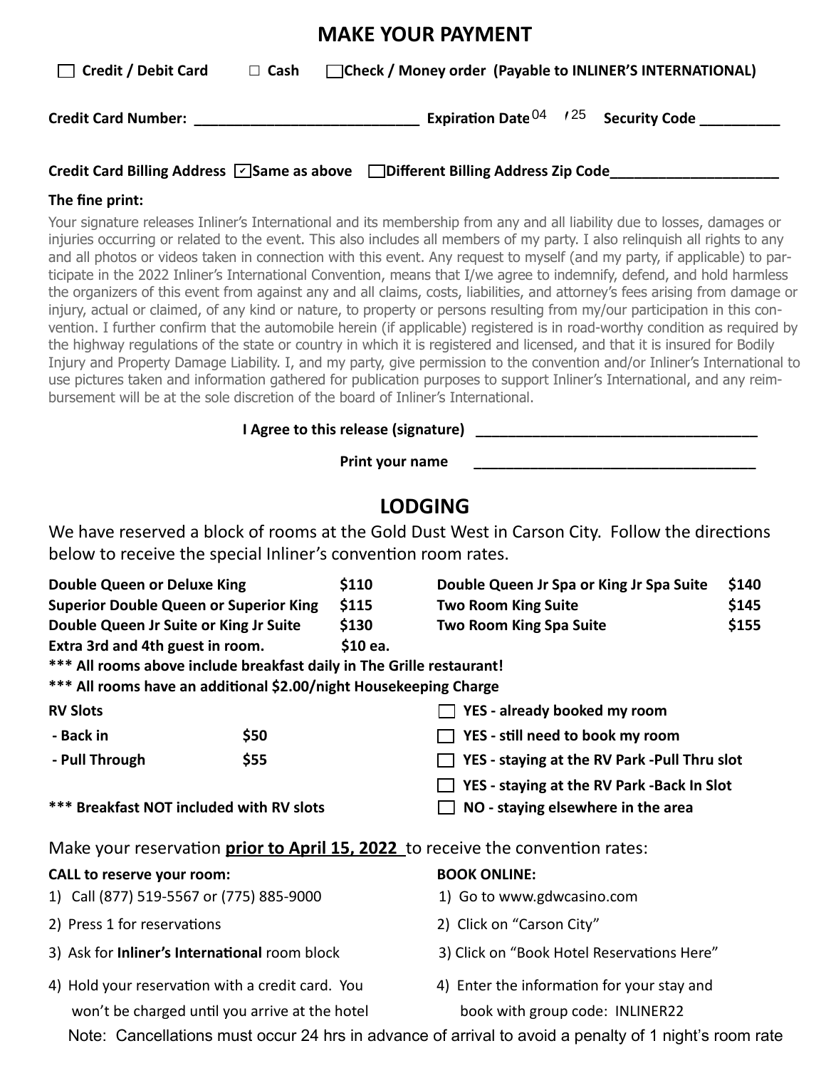# MAKE YOUR PAYMENT

☐ **Credit / Debit Card** ☐ **Cash** ☐ **Check / Money order (Payable to INLINER'S INTERNATIONAL)**

**Credit Card Number:** ____________________________ **Expiration Date** 04 / 25 **Security Code** __________

**Credit Card Billing Address** ☑ **Same as above** ☐ **Different Billing Address Zip Code** ______________________

**The fine print:**

Your signature releases Inliner's International and its membership from any and all liability due to losses, damages or injuries occurring or related to the event. This also includes all members of my party. I also relinquish all rights to any and all photos or videos taken in connection with this event. Any request to myself (and my party, if applicable) to participate in the 2022 Inliner's International Convention, means that I/we agree to indemnify, defend, and hold harmless the organizers of this event from against any and all claims, costs, liabilities, and attorney's fees arising from damage or injury, actual or claimed, of any kind or nature, to property or persons resulting from my/our participation in this convention. I further confirm that the automobile herein (if applicable) registered is in road-worthy condition as required by the highway regulations of the state or country in which it is registered and licensed, and that it is insured for Bodily Injury and Property Damage Liability. I, and my party, give permission to the convention and/or Inliner's International to use pictures taken and information gathered for publication purposes to support Inliner's International, and any reimbursement will be at the sole discretion of the board of Inliner's International.

**I Agree to this release (signature)** ____________________________________

**Print your name** ____________________________________

# LODGING

We have reserved a block of rooms at the Gold Dust West in Carson City. Follow the directions below to receive the special Inliner's convention room rates.

| | | | |
|---|---|---|---|
| **Double Queen or Deluxe King** | **$110** | **Double Queen Jr Spa or King Jr Spa Suite** | **$140** |
| **Superior Double Queen or Superior King** | **$115** | **Two Room King Suite** | **$145** |
| **Double Queen Jr Suite or King Jr Suite** | **$130** | **Two Room King Spa Suite** | **$155** |
| **Extra 3rd and 4th guest in room.** | **$10 ea.** | | |

**\*\*\* All rooms above include breakfast daily in The Grille restaurant!**

**\*\*\* All rooms have an additional $2.00/night Housekeeping Charge**

**RV Slots**

- **Back in** **$50**
- **Pull Through** **$55**

**\*\*\* Breakfast NOT included with RV slots**

☐ **YES - already booked my room**

☐ **YES - still need to book my room**

☐ **YES - staying at the RV Park -Pull Thru slot**

☐ **YES - staying at the RV Park -Back In Slot**

☐ **NO - staying elsewhere in the area**

Make your reservation **prior to April 15, 2022** to receive the convention rates:

**CALL to reserve your room:**

1) Call (877) 519-5567 or (775) 885-9000
2) Press 1 for reservations
3) Ask for **Inliner's International** room block
4) Hold your reservation with a credit card. You won't be charged until you arrive at the hotel

**BOOK ONLINE:**

1) Go to www.gdwcasino.com
2) Click on "Carson City"
3) Click on "Book Hotel Reservations Here"
4) Enter the information for your stay and book with group code: INLINER22

Note: Cancellations must occur 24 hrs in advance of arrival to avoid a penalty of 1 night's room rate